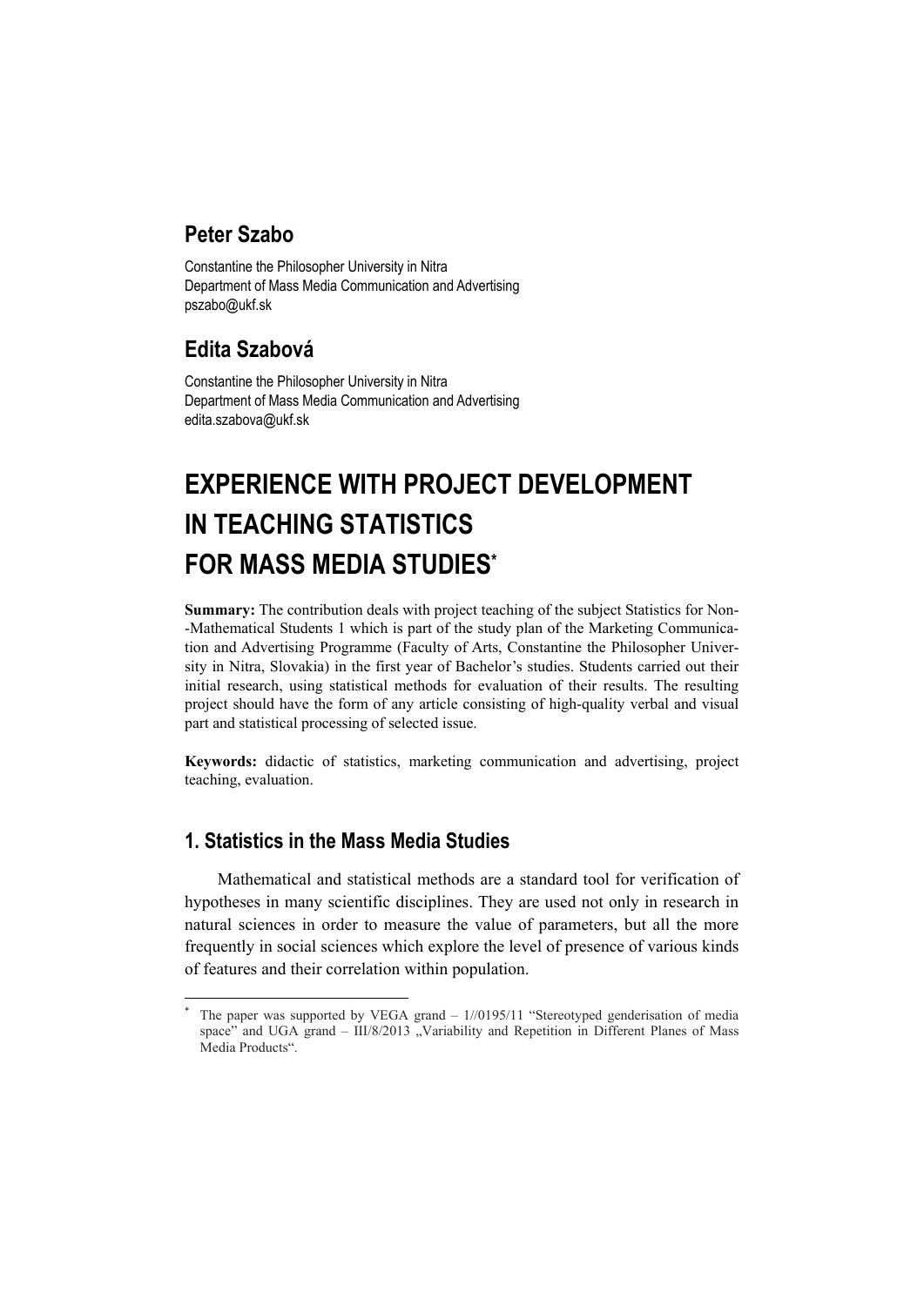**Peter Szabo**

Constantine the Philosopher University in Nitra
Department of Mass Media Communication and Advertising
pszabo@ukf.sk

**Edita Szabová**

Constantine the Philosopher University in Nitra
Department of Mass Media Communication and Advertising
edita.szabova@ukf.sk

# EXPERIENCE WITH PROJECT DEVELOPMENT IN TEACHING STATISTICS FOR MASS MEDIA STUDIES*

**Summary:** The contribution deals with project teaching of the subject Statistics for Non--Mathematical Students 1 which is part of the study plan of the Marketing Communication and Advertising Programme (Faculty of Arts, Constantine the Philosopher University in Nitra, Slovakia) in the first year of Bachelor's studies. Students carried out their initial research, using statistical methods for evaluation of their results. The resulting project should have the form of any article consisting of high-quality verbal and visual part and statistical processing of selected issue.

**Keywords:** didactic of statistics, marketing communication and advertising, project teaching, evaluation.

## 1. Statistics in the Mass Media Studies

Mathematical and statistical methods are a standard tool for verification of hypotheses in many scientific disciplines. They are used not only in research in natural sciences in order to measure the value of parameters, but all the more frequently in social sciences which explore the level of presence of various kinds of features and their correlation within population.

---

* The paper was supported by VEGA grand – 1//0195/11 "Stereotyped genderisation of media space" and UGA grand – III/8/2013 „Variability and Repetition in Different Planes of Mass Media Products".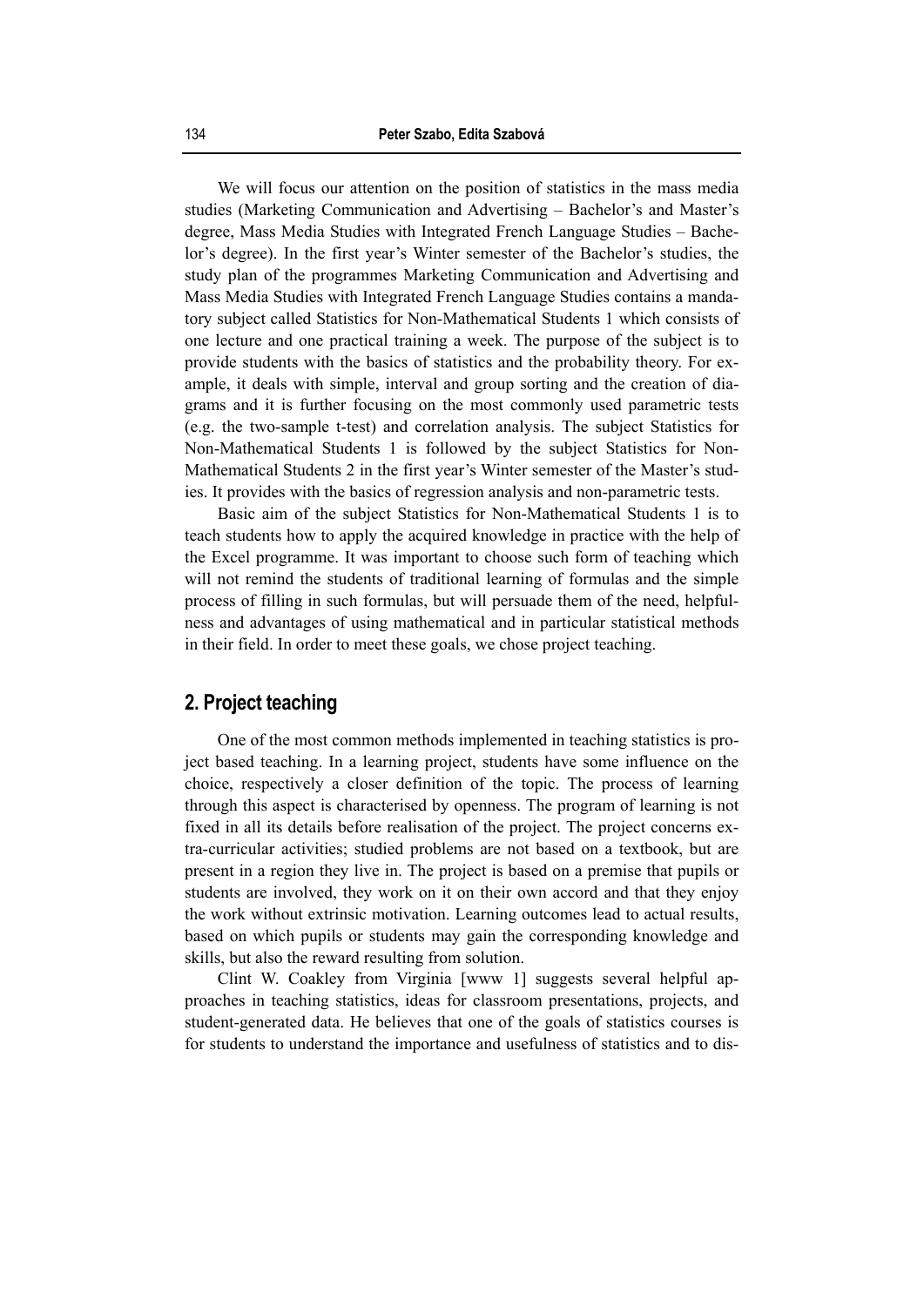We will focus our attention on the position of statistics in the mass media studies (Marketing Communication and Advertising – Bachelor's and Master's degree, Mass Media Studies with Integrated French Language Studies – Bachelor's degree). In the first year's Winter semester of the Bachelor's studies, the study plan of the programmes Marketing Communication and Advertising and Mass Media Studies with Integrated French Language Studies contains a mandatory subject called Statistics for Non-Mathematical Students 1 which consists of one lecture and one practical training a week. The purpose of the subject is to provide students with the basics of statistics and the probability theory. For example, it deals with simple, interval and group sorting and the creation of diagrams and it is further focusing on the most commonly used parametric tests (e.g. the two-sample t-test) and correlation analysis. The subject Statistics for Non-Mathematical Students 1 is followed by the subject Statistics for Non-Mathematical Students 2 in the first year's Winter semester of the Master's studies. It provides with the basics of regression analysis and non-parametric tests.

Basic aim of the subject Statistics for Non-Mathematical Students 1 is to teach students how to apply the acquired knowledge in practice with the help of the Excel programme. It was important to choose such form of teaching which will not remind the students of traditional learning of formulas and the simple process of filling in such formulas, but will persuade them of the need, helpfulness and advantages of using mathematical and in particular statistical methods in their field. In order to meet these goals, we chose project teaching.

## 2. Project teaching

One of the most common methods implemented in teaching statistics is project based teaching. In a learning project, students have some influence on the choice, respectively a closer definition of the topic. The process of learning through this aspect is characterised by openness. The program of learning is not fixed in all its details before realisation of the project. The project concerns extra-curricular activities; studied problems are not based on a textbook, but are present in a region they live in. The project is based on a premise that pupils or students are involved, they work on it on their own accord and that they enjoy the work without extrinsic motivation. Learning outcomes lead to actual results, based on which pupils or students may gain the corresponding knowledge and skills, but also the reward resulting from solution.

Clint W. Coakley from Virginia [www 1] suggests several helpful approaches in teaching statistics, ideas for classroom presentations, projects, and student-generated data. He believes that one of the goals of statistics courses is for students to understand the importance and usefulness of statistics and to dis-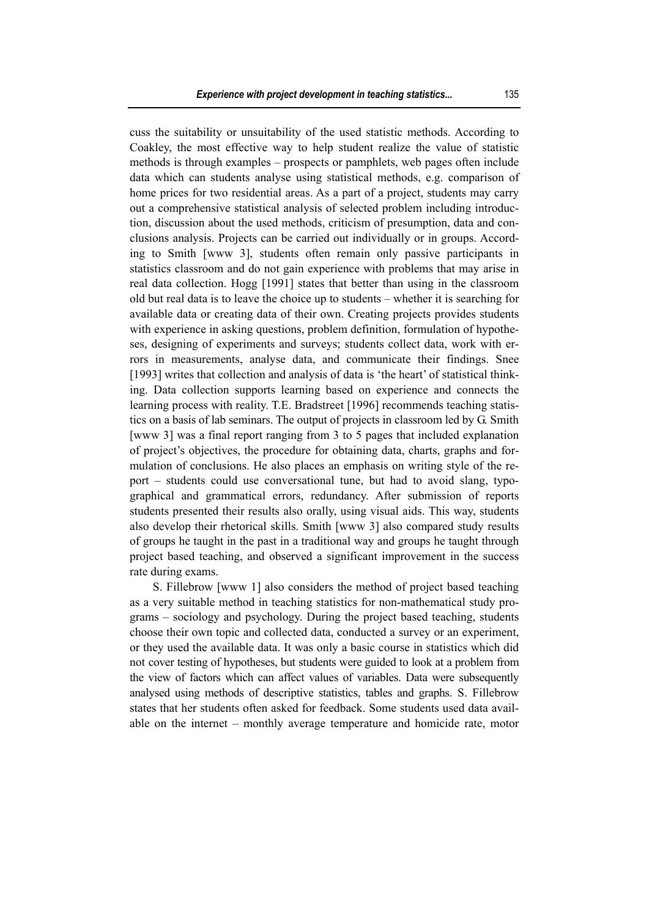cuss the suitability or unsuitability of the used statistic methods. According to Coakley, the most effective way to help student realize the value of statistic methods is through examples – prospects or pamphlets, web pages often include data which can students analyse using statistical methods, e.g. comparison of home prices for two residential areas. As a part of a project, students may carry out a comprehensive statistical analysis of selected problem including introduction, discussion about the used methods, criticism of presumption, data and conclusions analysis. Projects can be carried out individually or in groups. According to Smith [www 3], students often remain only passive participants in statistics classroom and do not gain experience with problems that may arise in real data collection. Hogg [1991] states that better than using in the classroom old but real data is to leave the choice up to students – whether it is searching for available data or creating data of their own. Creating projects provides students with experience in asking questions, problem definition, formulation of hypotheses, designing of experiments and surveys; students collect data, work with errors in measurements, analyse data, and communicate their findings. Snee [1993] writes that collection and analysis of data is 'the heart' of statistical thinking. Data collection supports learning based on experience and connects the learning process with reality. T.E. Bradstreet [1996] recommends teaching statistics on a basis of lab seminars. The output of projects in classroom led by G. Smith [www 3] was a final report ranging from 3 to 5 pages that included explanation of project's objectives, the procedure for obtaining data, charts, graphs and formulation of conclusions. He also places an emphasis on writing style of the report – students could use conversational tune, but had to avoid slang, typographical and grammatical errors, redundancy. After submission of reports students presented their results also orally, using visual aids. This way, students also develop their rhetorical skills. Smith [www 3] also compared study results of groups he taught in the past in a traditional way and groups he taught through project based teaching, and observed a significant improvement in the success rate during exams.

S. Fillebrow [www 1] also considers the method of project based teaching as a very suitable method in teaching statistics for non-mathematical study programs – sociology and psychology. During the project based teaching, students choose their own topic and collected data, conducted a survey or an experiment, or they used the available data. It was only a basic course in statistics which did not cover testing of hypotheses, but students were guided to look at a problem from the view of factors which can affect values of variables. Data were subsequently analysed using methods of descriptive statistics, tables and graphs. S. Fillebrow states that her students often asked for feedback. Some students used data available on the internet – monthly average temperature and homicide rate, motor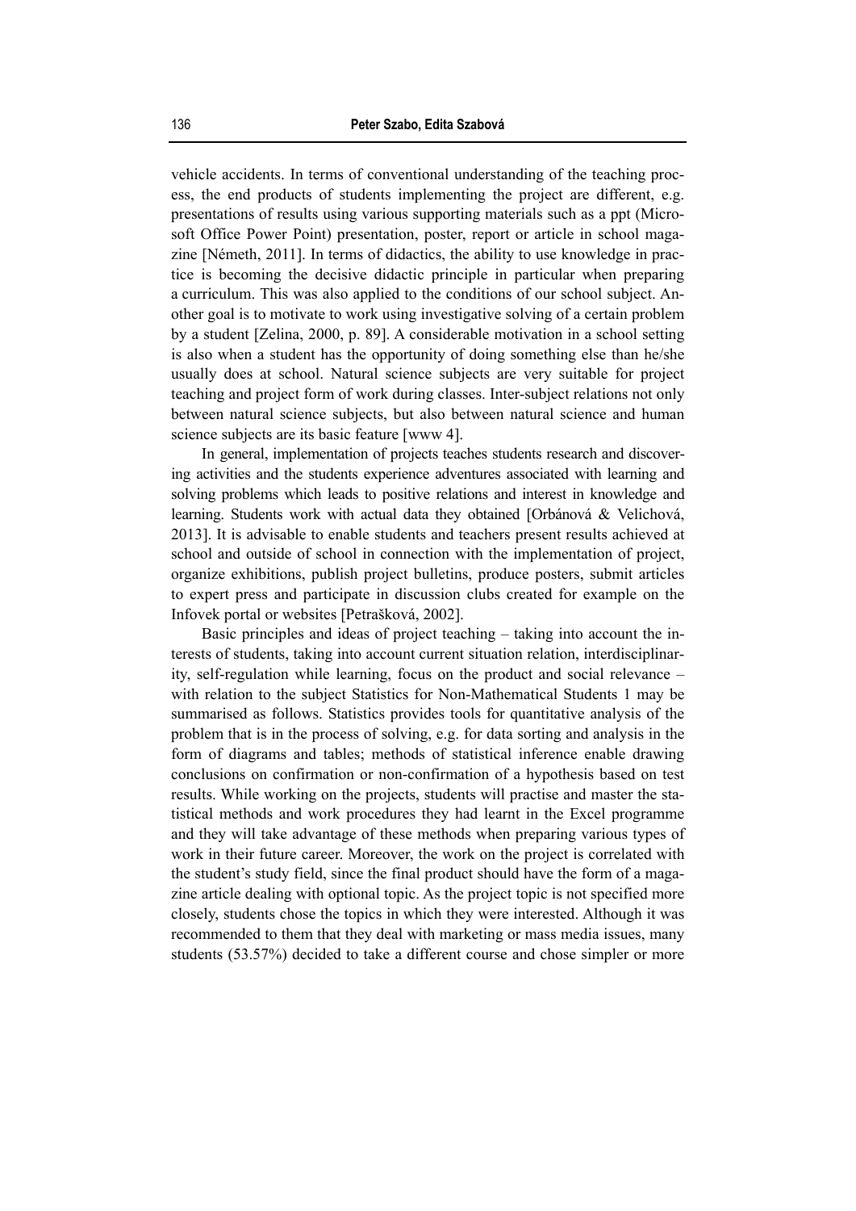vehicle accidents. In terms of conventional understanding of the teaching process, the end products of students implementing the project are different, e.g. presentations of results using various supporting materials such as a ppt (Microsoft Office Power Point) presentation, poster, report or article in school magazine [Németh, 2011]. In terms of didactics, the ability to use knowledge in practice is becoming the decisive didactic principle in particular when preparing a curriculum. This was also applied to the conditions of our school subject. Another goal is to motivate to work using investigative solving of a certain problem by a student [Zelina, 2000, p. 89]. A considerable motivation in a school setting is also when a student has the opportunity of doing something else than he/she usually does at school. Natural science subjects are very suitable for project teaching and project form of work during classes. Inter-subject relations not only between natural science subjects, but also between natural science and human science subjects are its basic feature [www 4].

In general, implementation of projects teaches students research and discovering activities and the students experience adventures associated with learning and solving problems which leads to positive relations and interest in knowledge and learning. Students work with actual data they obtained [Orbánová & Velichová, 2013]. It is advisable to enable students and teachers present results achieved at school and outside of school in connection with the implementation of project, organize exhibitions, publish project bulletins, produce posters, submit articles to expert press and participate in discussion clubs created for example on the Infovek portal or websites [Petrašková, 2002].

Basic principles and ideas of project teaching – taking into account the interests of students, taking into account current situation relation, interdisciplinarity, self-regulation while learning, focus on the product and social relevance – with relation to the subject Statistics for Non-Mathematical Students 1 may be summarised as follows. Statistics provides tools for quantitative analysis of the problem that is in the process of solving, e.g. for data sorting and analysis in the form of diagrams and tables; methods of statistical inference enable drawing conclusions on confirmation or non-confirmation of a hypothesis based on test results. While working on the projects, students will practise and master the statistical methods and work procedures they had learnt in the Excel programme and they will take advantage of these methods when preparing various types of work in their future career. Moreover, the work on the project is correlated with the student's study field, since the final product should have the form of a magazine article dealing with optional topic. As the project topic is not specified more closely, students chose the topics in which they were interested. Although it was recommended to them that they deal with marketing or mass media issues, many students (53.57%) decided to take a different course and chose simpler or more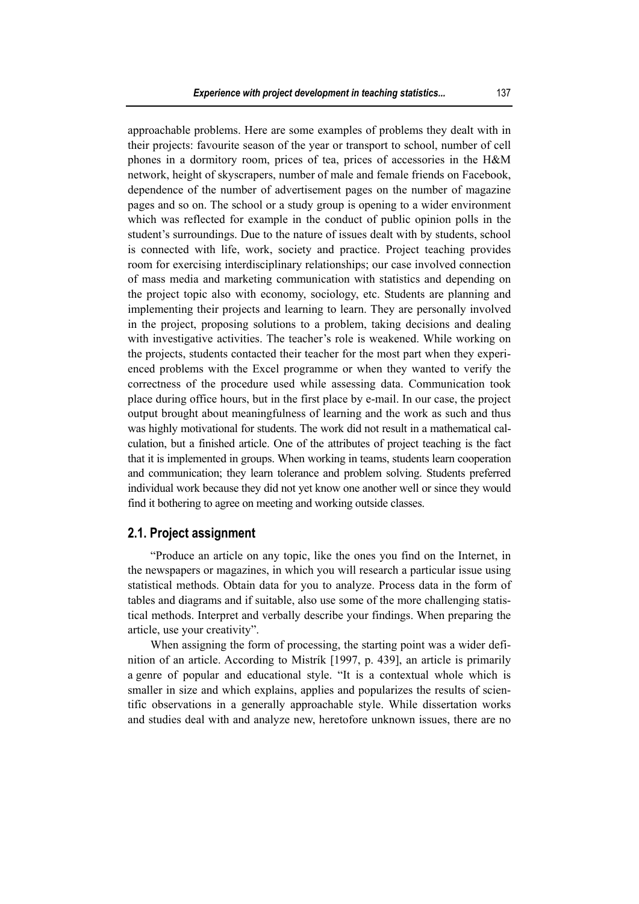approachable problems. Here are some examples of problems they dealt with in their projects: favourite season of the year or transport to school, number of cell phones in a dormitory room, prices of tea, prices of accessories in the H&M network, height of skyscrapers, number of male and female friends on Facebook, dependence of the number of advertisement pages on the number of magazine pages and so on. The school or a study group is opening to a wider environment which was reflected for example in the conduct of public opinion polls in the student's surroundings. Due to the nature of issues dealt with by students, school is connected with life, work, society and practice. Project teaching provides room for exercising interdisciplinary relationships; our case involved connection of mass media and marketing communication with statistics and depending on the project topic also with economy, sociology, etc. Students are planning and implementing their projects and learning to learn. They are personally involved in the project, proposing solutions to a problem, taking decisions and dealing with investigative activities. The teacher's role is weakened. While working on the projects, students contacted their teacher for the most part when they experienced problems with the Excel programme or when they wanted to verify the correctness of the procedure used while assessing data. Communication took place during office hours, but in the first place by e-mail. In our case, the project output brought about meaningfulness of learning and the work as such and thus was highly motivational for students. The work did not result in a mathematical calculation, but a finished article. One of the attributes of project teaching is the fact that it is implemented in groups. When working in teams, students learn cooperation and communication; they learn tolerance and problem solving. Students preferred individual work because they did not yet know one another well or since they would find it bothering to agree on meeting and working outside classes.

## 2.1. Project assignment

"Produce an article on any topic, like the ones you find on the Internet, in the newspapers or magazines, in which you will research a particular issue using statistical methods. Obtain data for you to analyze. Process data in the form of tables and diagrams and if suitable, also use some of the more challenging statistical methods. Interpret and verbally describe your findings. When preparing the article, use your creativity".

When assigning the form of processing, the starting point was a wider definition of an article. According to Mistrík [1997, p. 439], an article is primarily a genre of popular and educational style. "It is a contextual whole which is smaller in size and which explains, applies and popularizes the results of scientific observations in a generally approachable style. While dissertation works and studies deal with and analyze new, heretofore unknown issues, there are no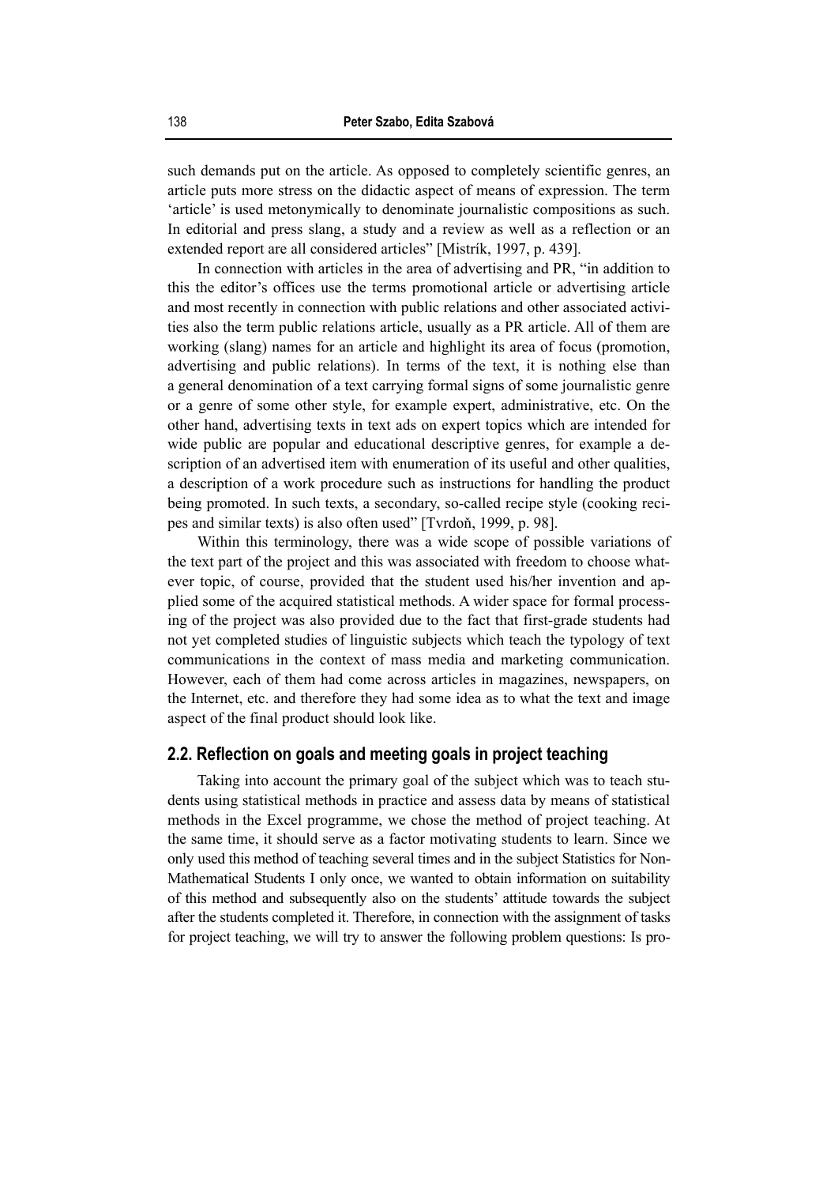such demands put on the article. As opposed to completely scientific genres, an article puts more stress on the didactic aspect of means of expression. The term 'article' is used metonymically to denominate journalistic compositions as such. In editorial and press slang, a study and a review as well as a reflection or an extended report are all considered articles" [Mistrík, 1997, p. 439].

In connection with articles in the area of advertising and PR, "in addition to this the editor's offices use the terms promotional article or advertising article and most recently in connection with public relations and other associated activities also the term public relations article, usually as a PR article. All of them are working (slang) names for an article and highlight its area of focus (promotion, advertising and public relations). In terms of the text, it is nothing else than a general denomination of a text carrying formal signs of some journalistic genre or a genre of some other style, for example expert, administrative, etc. On the other hand, advertising texts in text ads on expert topics which are intended for wide public are popular and educational descriptive genres, for example a description of an advertised item with enumeration of its useful and other qualities, a description of a work procedure such as instructions for handling the product being promoted. In such texts, a secondary, so-called recipe style (cooking recipes and similar texts) is also often used" [Tvrdoň, 1999, p. 98].

Within this terminology, there was a wide scope of possible variations of the text part of the project and this was associated with freedom to choose whatever topic, of course, provided that the student used his/her invention and applied some of the acquired statistical methods. A wider space for formal processing of the project was also provided due to the fact that first-grade students had not yet completed studies of linguistic subjects which teach the typology of text communications in the context of mass media and marketing communication. However, each of them had come across articles in magazines, newspapers, on the Internet, etc. and therefore they had some idea as to what the text and image aspect of the final product should look like.

## 2.2. Reflection on goals and meeting goals in project teaching

Taking into account the primary goal of the subject which was to teach students using statistical methods in practice and assess data by means of statistical methods in the Excel programme, we chose the method of project teaching. At the same time, it should serve as a factor motivating students to learn. Since we only used this method of teaching several times and in the subject Statistics for Non-Mathematical Students I only once, we wanted to obtain information on suitability of this method and subsequently also on the students' attitude towards the subject after the students completed it. Therefore, in connection with the assignment of tasks for project teaching, we will try to answer the following problem questions: Is pro-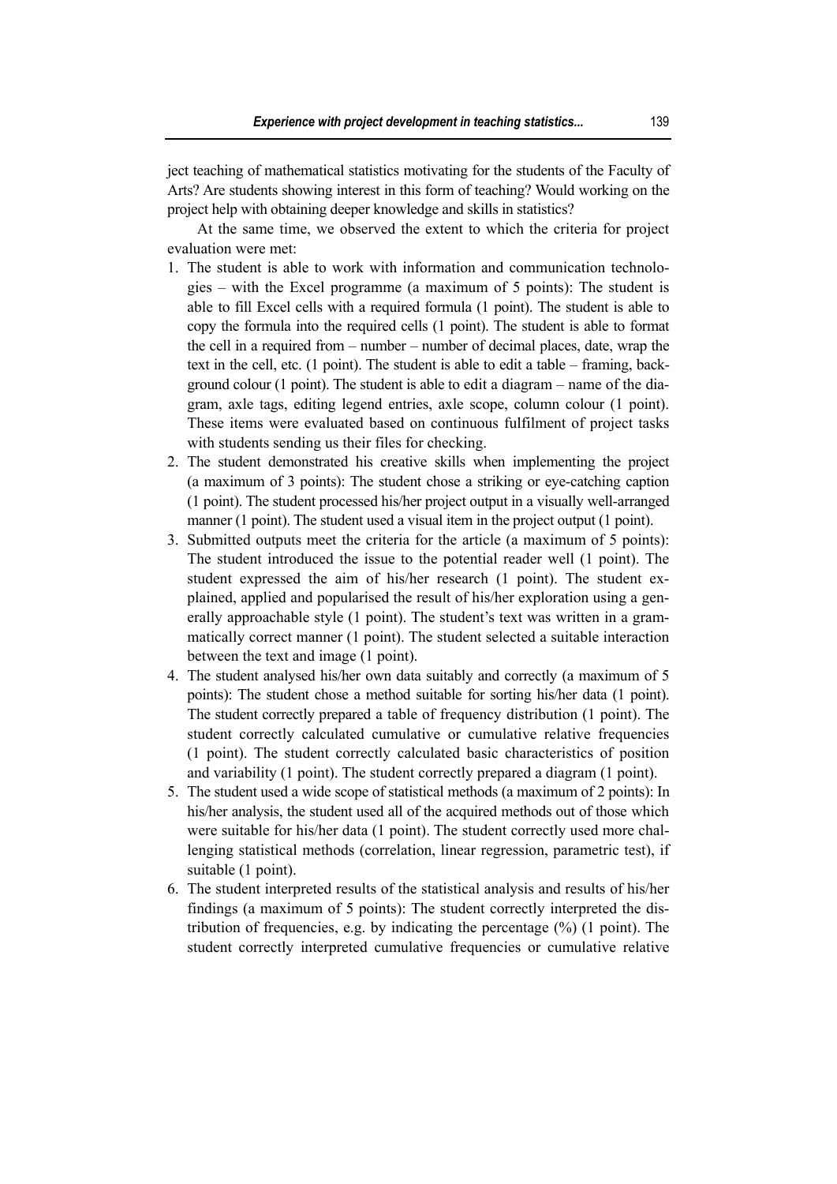ject teaching of mathematical statistics motivating for the students of the Faculty of Arts? Are students showing interest in this form of teaching? Would working on the project help with obtaining deeper knowledge and skills in statistics?

At the same time, we observed the extent to which the criteria for project evaluation were met:

1. The student is able to work with information and communication technologies – with the Excel programme (a maximum of 5 points): The student is able to fill Excel cells with a required formula (1 point). The student is able to copy the formula into the required cells (1 point). The student is able to format the cell in a required from – number – number of decimal places, date, wrap the text in the cell, etc. (1 point). The student is able to edit a table – framing, background colour (1 point). The student is able to edit a diagram – name of the diagram, axle tags, editing legend entries, axle scope, column colour (1 point). These items were evaluated based on continuous fulfilment of project tasks with students sending us their files for checking.
2. The student demonstrated his creative skills when implementing the project (a maximum of 3 points): The student chose a striking or eye-catching caption (1 point). The student processed his/her project output in a visually well-arranged manner (1 point). The student used a visual item in the project output (1 point).
3. Submitted outputs meet the criteria for the article (a maximum of 5 points): The student introduced the issue to the potential reader well (1 point). The student expressed the aim of his/her research (1 point). The student explained, applied and popularised the result of his/her exploration using a generally approachable style (1 point). The student's text was written in a grammatically correct manner (1 point). The student selected a suitable interaction between the text and image (1 point).
4. The student analysed his/her own data suitably and correctly (a maximum of 5 points): The student chose a method suitable for sorting his/her data (1 point). The student correctly prepared a table of frequency distribution (1 point). The student correctly calculated cumulative or cumulative relative frequencies (1 point). The student correctly calculated basic characteristics of position and variability (1 point). The student correctly prepared a diagram (1 point).
5. The student used a wide scope of statistical methods (a maximum of 2 points): In his/her analysis, the student used all of the acquired methods out of those which were suitable for his/her data (1 point). The student correctly used more challenging statistical methods (correlation, linear regression, parametric test), if suitable (1 point).
6. The student interpreted results of the statistical analysis and results of his/her findings (a maximum of 5 points): The student correctly interpreted the distribution of frequencies, e.g. by indicating the percentage (%) (1 point). The student correctly interpreted cumulative frequencies or cumulative relative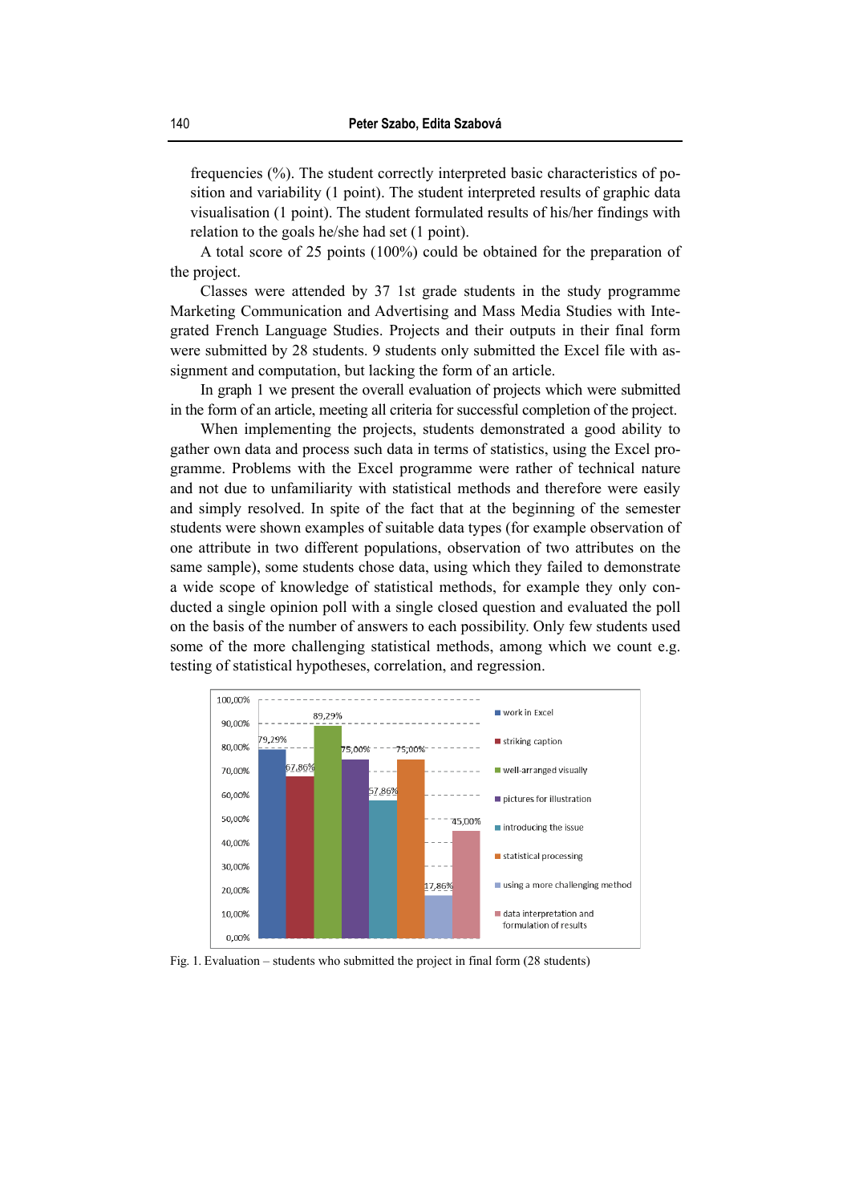frequencies (%). The student correctly interpreted basic characteristics of position and variability (1 point). The student interpreted results of graphic data visualisation (1 point). The student formulated results of his/her findings with relation to the goals he/she had set (1 point).

A total score of 25 points (100%) could be obtained for the preparation of the project.

Classes were attended by 37 1st grade students in the study programme Marketing Communication and Advertising and Mass Media Studies with Integrated French Language Studies. Projects and their outputs in their final form were submitted by 28 students. 9 students only submitted the Excel file with assignment and computation, but lacking the form of an article.

In graph 1 we present the overall evaluation of projects which were submitted in the form of an article, meeting all criteria for successful completion of the project.

When implementing the projects, students demonstrated a good ability to gather own data and process such data in terms of statistics, using the Excel programme. Problems with the Excel programme were rather of technical nature and not due to unfamiliarity with statistical methods and therefore were easily and simply resolved. In spite of the fact that at the beginning of the semester students were shown examples of suitable data types (for example observation of one attribute in two different populations, observation of two attributes on the same sample), some students chose data, using which they failed to demonstrate a wide scope of knowledge of statistical methods, for example they only conducted a single opinion poll with a single closed question and evaluated the poll on the basis of the number of answers to each possibility. Only few students used some of the more challenging statistical methods, among which we count e.g. testing of statistical hypotheses, correlation, and regression.

| Category | Value |
|---|---|
| work in Excel | 79,29% |
| striking caption | 67,86% |
| well-arranged visually | 89,29% |
| pictures for illustration | 75,00% |
| introducing the issue | 57,86% |
| statistical processing | 75,00% |
| using a more challenging method | 17,86% |
| data interpretation and formulation of results | 45,00% |

Fig. 1. Evaluation – students who submitted the project in final form (28 students)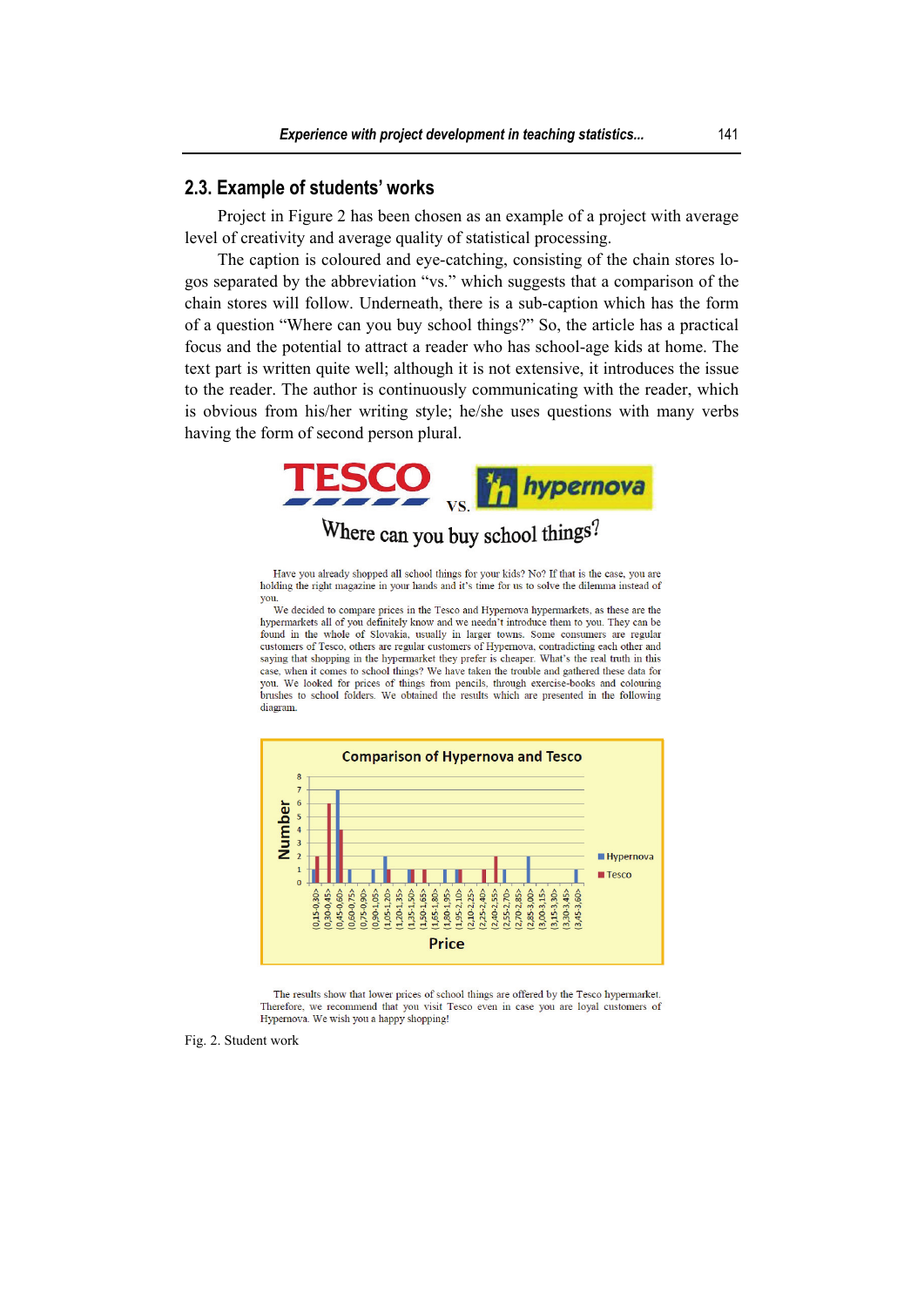## 2.3. Example of students' works

Project in Figure 2 has been chosen as an example of a project with average level of creativity and average quality of statistical processing.

The caption is coloured and eye-catching, consisting of the chain stores logos separated by the abbreviation "vs." which suggests that a comparison of the chain stores will follow. Underneath, there is a sub-caption which has the form of a question "Where can you buy school things?" So, the article has a practical focus and the potential to attract a reader who has school-age kids at home. The text part is written quite well; although it is not extensive, it introduces the issue to the reader. The author is continuously communicating with the reader, which is obvious from his/her writing style; he/she uses questions with many verbs having the form of second person plural.

TESCO vs. hypernova

Where can you buy school things?

Have you already shopped all school things for your kids? No? If that is the case, you are holding the right magazine in your hands and it's time for us to solve the dilemma instead of you.

We decided to compare prices in the Tesco and Hypernova hypermarkets, as these are the hypermarkets all of you definitely know and we needn't introduce them to you. They can be found in the whole of Slovakia, usually in larger towns. Some consumers are regular customers of Tesco, others are regular customers of Hypernova, contradicting each other and saying that shopping in the hypermarket they prefer is cheaper. What's the real truth in this case, when it comes to school things? We have taken the trouble and gathered these data for you. We looked for prices of things from pencils, through exercise-books and colouring brushes to school folders. We obtained the results which are presented in the following diagram.

Comparison of Hypernova and Tesco

Number

Price

<0,15-0,30>, (0,30-0,45>, (0,45-0,60>, (0,60-0,75>, (0,75-0,90>, (0,90-1,05>, (1,05-1,20>, (1,20-1,35>, (1,35-1,50>, (1,50-1,65>, (1,65-1,80>, (1,80-1,95>, (1,95-2,10>, (2,10-2,25>, (2,25-2,40>, (2,40-2,55>, (2,55-2,70>, (2,70-2,85>, (2,85-3,00>, (3,00-3,15>, (3,15-3,30>, (3,30-3,45>, (3,45-3,60>

Hypernova
Tesco

The results show that lower prices of school things are offered by the Tesco hypermarket. Therefore, we recommend that you visit Tesco even in case you are loyal customers of Hypernova. We wish you a happy shopping!

Fig. 2. Student work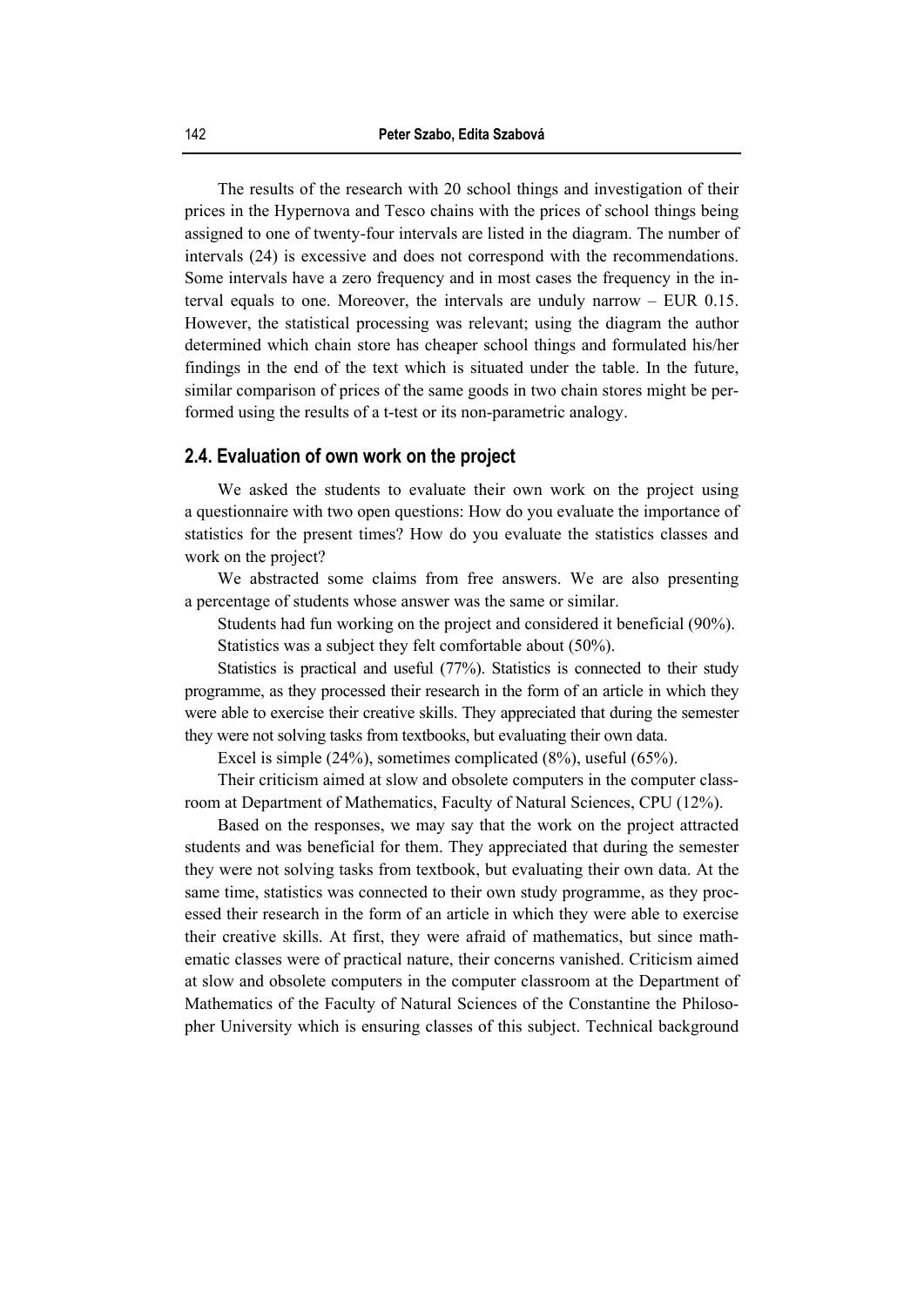The results of the research with 20 school things and investigation of their prices in the Hypernova and Tesco chains with the prices of school things being assigned to one of twenty-four intervals are listed in the diagram. The number of intervals (24) is excessive and does not correspond with the recommendations. Some intervals have a zero frequency and in most cases the frequency in the interval equals to one. Moreover, the intervals are unduly narrow – EUR 0.15. However, the statistical processing was relevant; using the diagram the author determined which chain store has cheaper school things and formulated his/her findings in the end of the text which is situated under the table. In the future, similar comparison of prices of the same goods in two chain stores might be performed using the results of a t-test or its non-parametric analogy.

## 2.4. Evaluation of own work on the project

We asked the students to evaluate their own work on the project using a questionnaire with two open questions: How do you evaluate the importance of statistics for the present times? How do you evaluate the statistics classes and work on the project?

We abstracted some claims from free answers. We are also presenting a percentage of students whose answer was the same or similar.

Students had fun working on the project and considered it beneficial (90%).

Statistics was a subject they felt comfortable about (50%).

Statistics is practical and useful (77%). Statistics is connected to their study programme, as they processed their research in the form of an article in which they were able to exercise their creative skills. They appreciated that during the semester they were not solving tasks from textbooks, but evaluating their own data.

Excel is simple (24%), sometimes complicated (8%), useful (65%).

Their criticism aimed at slow and obsolete computers in the computer classroom at Department of Mathematics, Faculty of Natural Sciences, CPU (12%).

Based on the responses, we may say that the work on the project attracted students and was beneficial for them. They appreciated that during the semester they were not solving tasks from textbook, but evaluating their own data. At the same time, statistics was connected to their own study programme, as they processed their research in the form of an article in which they were able to exercise their creative skills. At first, they were afraid of mathematics, but since mathematic classes were of practical nature, their concerns vanished. Criticism aimed at slow and obsolete computers in the computer classroom at the Department of Mathematics of the Faculty of Natural Sciences of the Constantine the Philosopher University which is ensuring classes of this subject. Technical background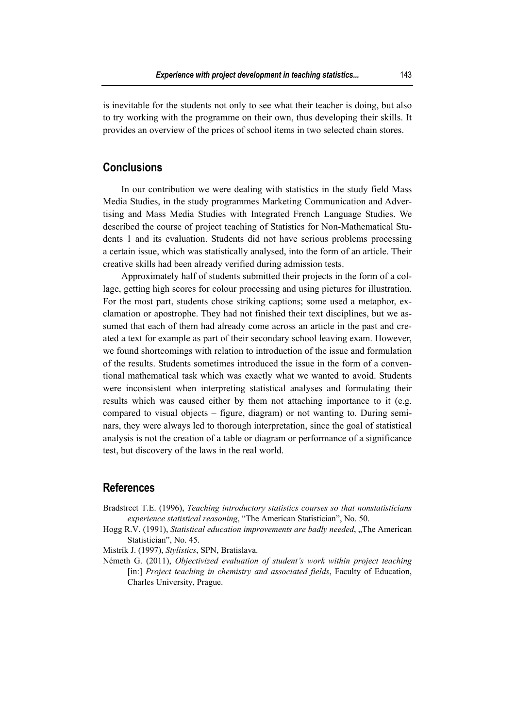is inevitable for the students not only to see what their teacher is doing, but also to try working with the programme on their own, thus developing their skills. It provides an overview of the prices of school items in two selected chain stores.

## Conclusions

In our contribution we were dealing with statistics in the study field Mass Media Studies, in the study programmes Marketing Communication and Advertising and Mass Media Studies with Integrated French Language Studies. We described the course of project teaching of Statistics for Non-Mathematical Students 1 and its evaluation. Students did not have serious problems processing a certain issue, which was statistically analysed, into the form of an article. Their creative skills had been already verified during admission tests.

Approximately half of students submitted their projects in the form of a collage, getting high scores for colour processing and using pictures for illustration. For the most part, students chose striking captions; some used a metaphor, exclamation or apostrophe. They had not finished their text disciplines, but we assumed that each of them had already come across an article in the past and created a text for example as part of their secondary school leaving exam. However, we found shortcomings with relation to introduction of the issue and formulation of the results. Students sometimes introduced the issue in the form of a conventional mathematical task which was exactly what we wanted to avoid. Students were inconsistent when interpreting statistical analyses and formulating their results which was caused either by them not attaching importance to it (e.g. compared to visual objects – figure, diagram) or not wanting to. During seminars, they were always led to thorough interpretation, since the goal of statistical analysis is not the creation of a table or diagram or performance of a significance test, but discovery of the laws in the real world.

## References

Bradstreet T.E. (1996), *Teaching introductory statistics courses so that nonstatisticians experience statistical reasoning*, "The American Statistician", No. 50.

Hogg R.V. (1991), *Statistical education improvements are badly needed*, „The American Statistician", No. 45.

Mistrík J. (1997), *Stylistics*, SPN, Bratislava.

Németh G. (2011), *Objectivized evaluation of student's work within project teaching* [in:] *Project teaching in chemistry and associated fields*, Faculty of Education, Charles University, Prague.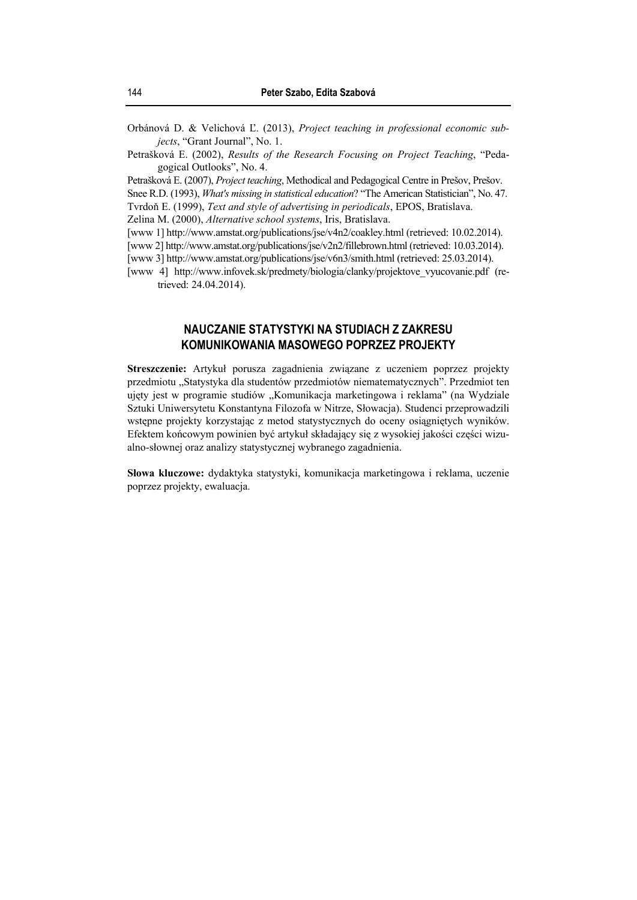Orbánová D. & Velichová Ľ. (2013), *Project teaching in professional economic subjects*, "Grant Journal", No. 1.

Petrašková E. (2002), *Results of the Research Focusing on Project Teaching*, "Pedagogical Outlooks", No. 4.

Petrašková E. (2007), *Project teaching*, Methodical and Pedagogical Centre in Prešov, Prešov.

Snee R.D. (1993), *What's missing in statistical education*? "The American Statistician", No. 47.

Tvrdoň E. (1999), *Text and style of advertising in periodicals*, EPOS, Bratislava.

Zelina M. (2000), *Alternative school systems*, Iris, Bratislava.

[www 1] http://www.amstat.org/publications/jse/v4n2/coakley.html (retrieved: 10.02.2014).

[www 2] http://www.amstat.org/publications/jse/v2n2/fillebrown.html (retrieved: 10.03.2014).

[www 3] http://www.amstat.org/publications/jse/v6n3/smith.html (retrieved: 25.03.2014).

[www 4] http://www.infovek.sk/predmety/biologia/clanky/projektove_vyucovanie.pdf (retrieved: 24.04.2014).

## NAUCZANIE STATYSTYKI NA STUDIACH Z ZAKRESU KOMUNIKOWANIA MASOWEGO POPRZEZ PROJEKTY

**Streszczenie:** Artykuł porusza zagadnienia związane z uczeniem poprzez projekty przedmiotu „Statystyka dla studentów przedmiotów niematematycznych". Przedmiot ten ujęty jest w programie studiów „Komunikacja marketingowa i reklama" (na Wydziale Sztuki Uniwersytetu Konstantyna Filozofa w Nitrze, Słowacja). Studenci przeprowadzili wstępne projekty korzystając z metod statystycznych do oceny osiągniętych wyników. Efektem końcowym powinien być artykuł składający się z wysokiej jakości części wizualno-słownej oraz analizy statystycznej wybranego zagadnienia.

**Słowa kluczowe:** dydaktyka statystyki, komunikacja marketingowa i reklama, uczenie poprzez projekty, ewaluacja.